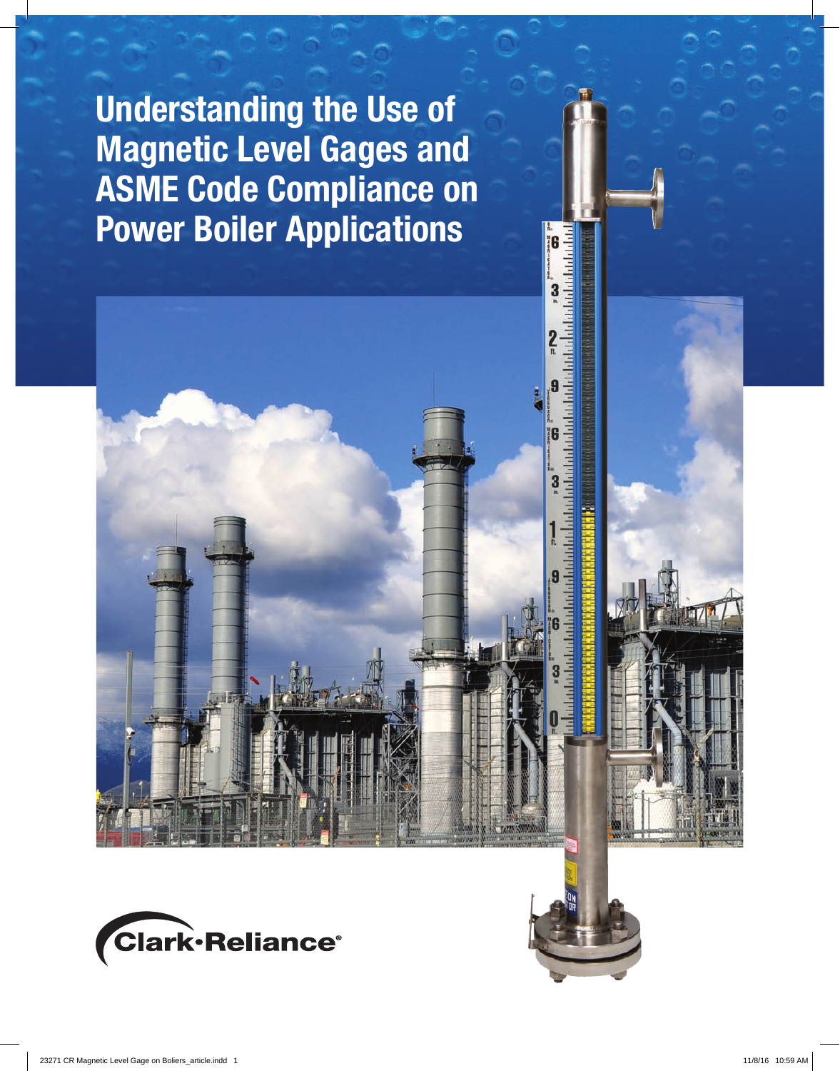# Understanding the Use of Magnetic Level Gages and ASME Code Compliance on Power Boiler Applications

Clark·Reliance®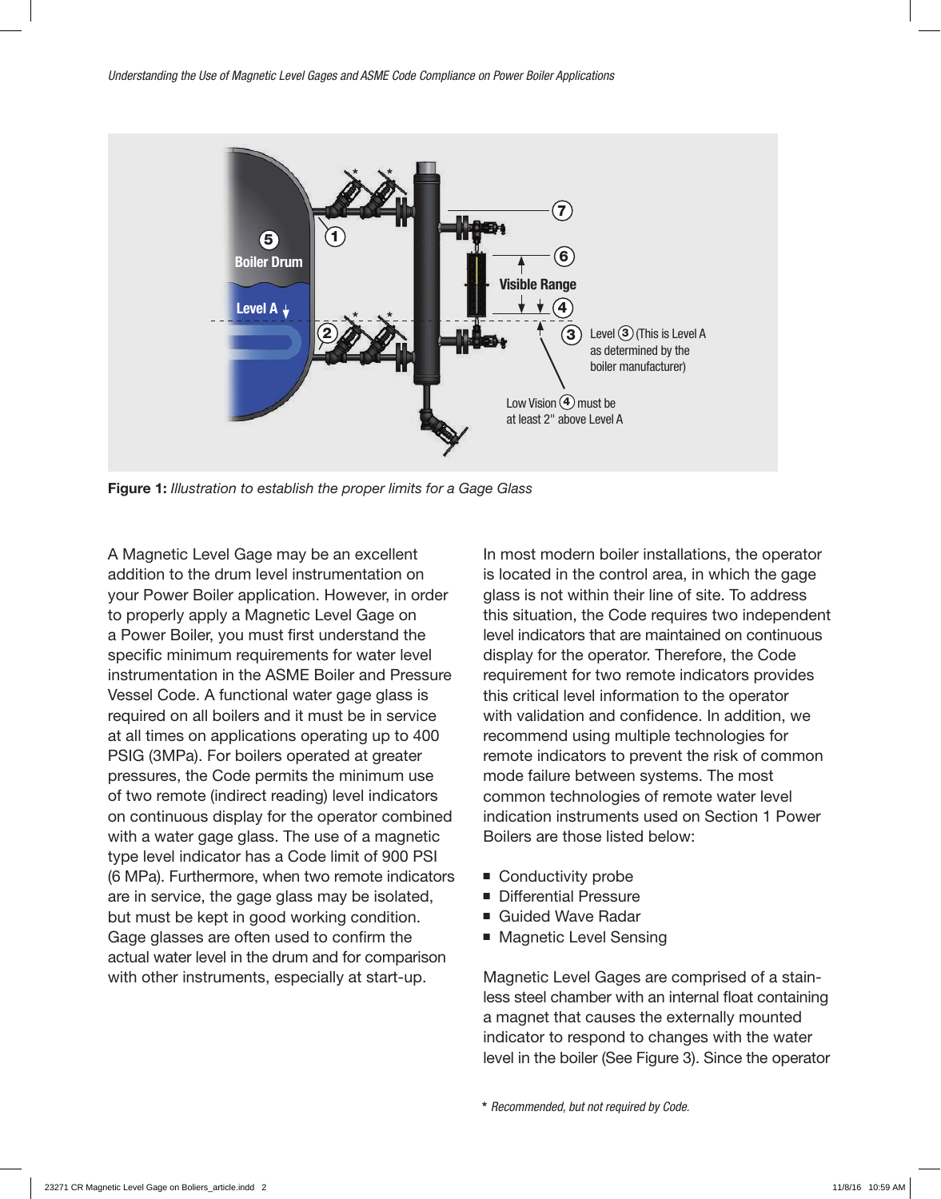**Figure 1:** *Illustration to establish the proper limits for a Gage Glass*

A Magnetic Level Gage may be an excellent addition to the drum level instrumentation on your Power Boiler application. However, in order to properly apply a Magnetic Level Gage on a Power Boiler, you must first understand the specific minimum requirements for water level instrumentation in the ASME Boiler and Pressure Vessel Code. A functional water gage glass is required on all boilers and it must be in service at all times on applications operating up to 400 PSIG (3MPa). For boilers operated at greater pressures, the Code permits the minimum use of two remote (indirect reading) level indicators on continuous display for the operator combined with a water gage glass. The use of a magnetic type level indicator has a Code limit of 900 PSI (6 MPa). Furthermore, when two remote indicators are in service, the gage glass may be isolated, but must be kept in good working condition. Gage glasses are often used to confirm the actual water level in the drum and for comparison with other instruments, especially at start-up.

In most modern boiler installations, the operator is located in the control area, in which the gage glass is not within their line of site. To address this situation, the Code requires two independent level indicators that are maintained on continuous display for the operator. Therefore, the Code requirement for two remote indicators provides this critical level information to the operator with validation and confidence. In addition, we recommend using multiple technologies for remote indicators to prevent the risk of common mode failure between systems. The most common technologies of remote water level indication instruments used on Section 1 Power Boilers are those listed below:

- Conductivity probe
- Differential Pressure
- Guided Wave Radar
- Magnetic Level Sensing

Magnetic Level Gages are comprised of a stainless steel chamber with an internal float containing a magnet that causes the externally mounted indicator to respond to changes with the water level in the boiler (See Figure 3). Since the operator

\* *Recommended, but not required by Code.*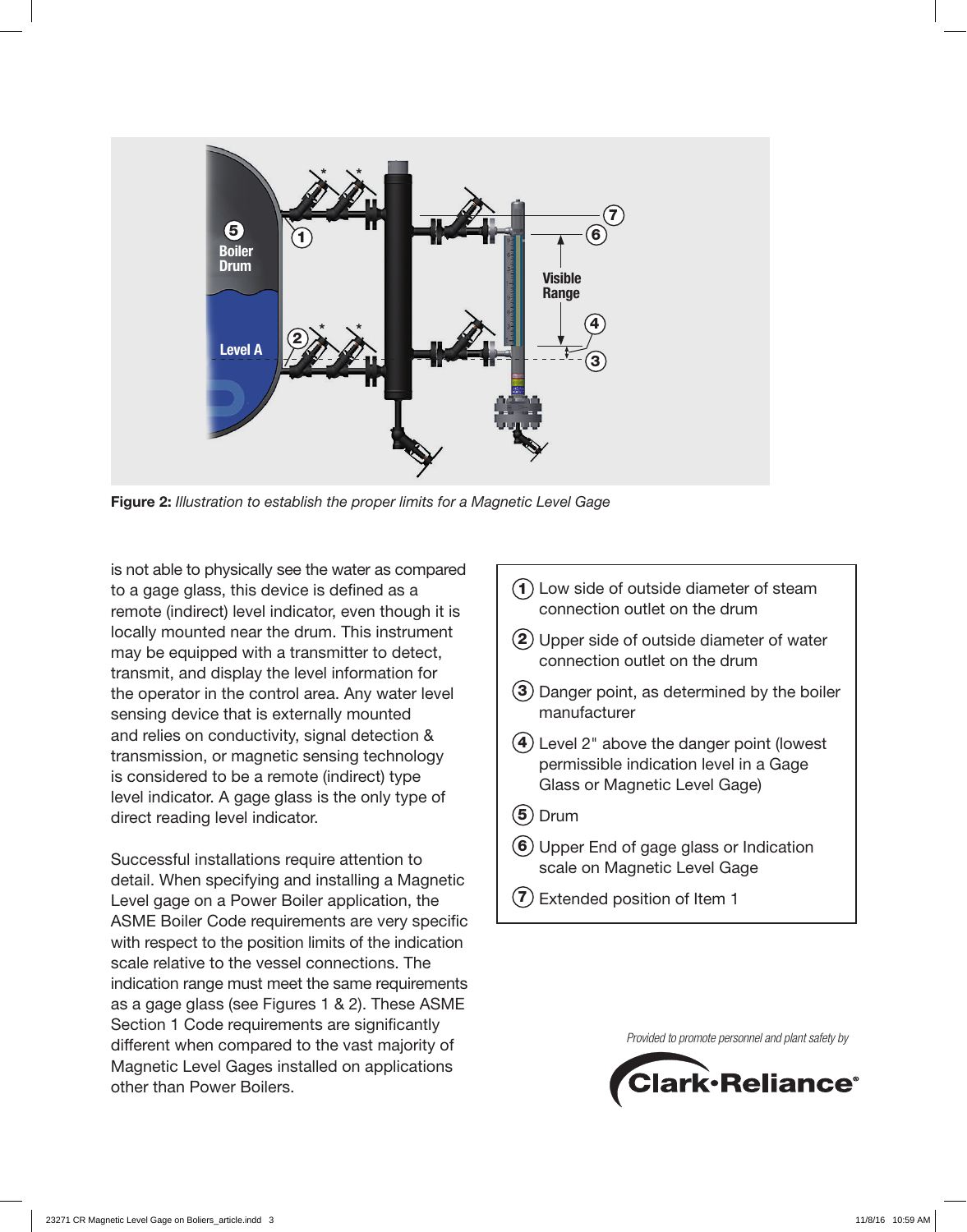**Figure 2:** *Illustration to establish the proper limits for a Magnetic Level Gage*

is not able to physically see the water as compared to a gage glass, this device is defined as a remote (indirect) level indicator, even though it is locally mounted near the drum. This instrument may be equipped with a transmitter to detect, transmit, and display the level information for the operator in the control area. Any water level sensing device that is externally mounted and relies on conductivity, signal detection & transmission, or magnetic sensing technology is considered to be a remote (indirect) type level indicator. A gage glass is the only type of direct reading level indicator.

Successful installations require attention to detail. When specifying and installing a Magnetic Level gage on a Power Boiler application, the ASME Boiler Code requirements are very specific with respect to the position limits of the indication scale relative to the vessel connections. The indication range must meet the same requirements as a gage glass (see Figures 1 & 2). These ASME Section 1 Code requirements are significantly different when compared to the vast majority of Magnetic Level Gages installed on applications other than Power Boilers.

1. Low side of outside diameter of steam connection outlet on the drum
2. Upper side of outside diameter of water connection outlet on the drum
3. Danger point, as determined by the boiler manufacturer
4. Level 2" above the danger point (lowest permissible indication level in a Gage Glass or Magnetic Level Gage)
5. Drum
6. Upper End of gage glass or Indication scale on Magnetic Level Gage
7. Extended position of Item 1

*Provided to promote personnel and plant safety by*

Clark-Reliance®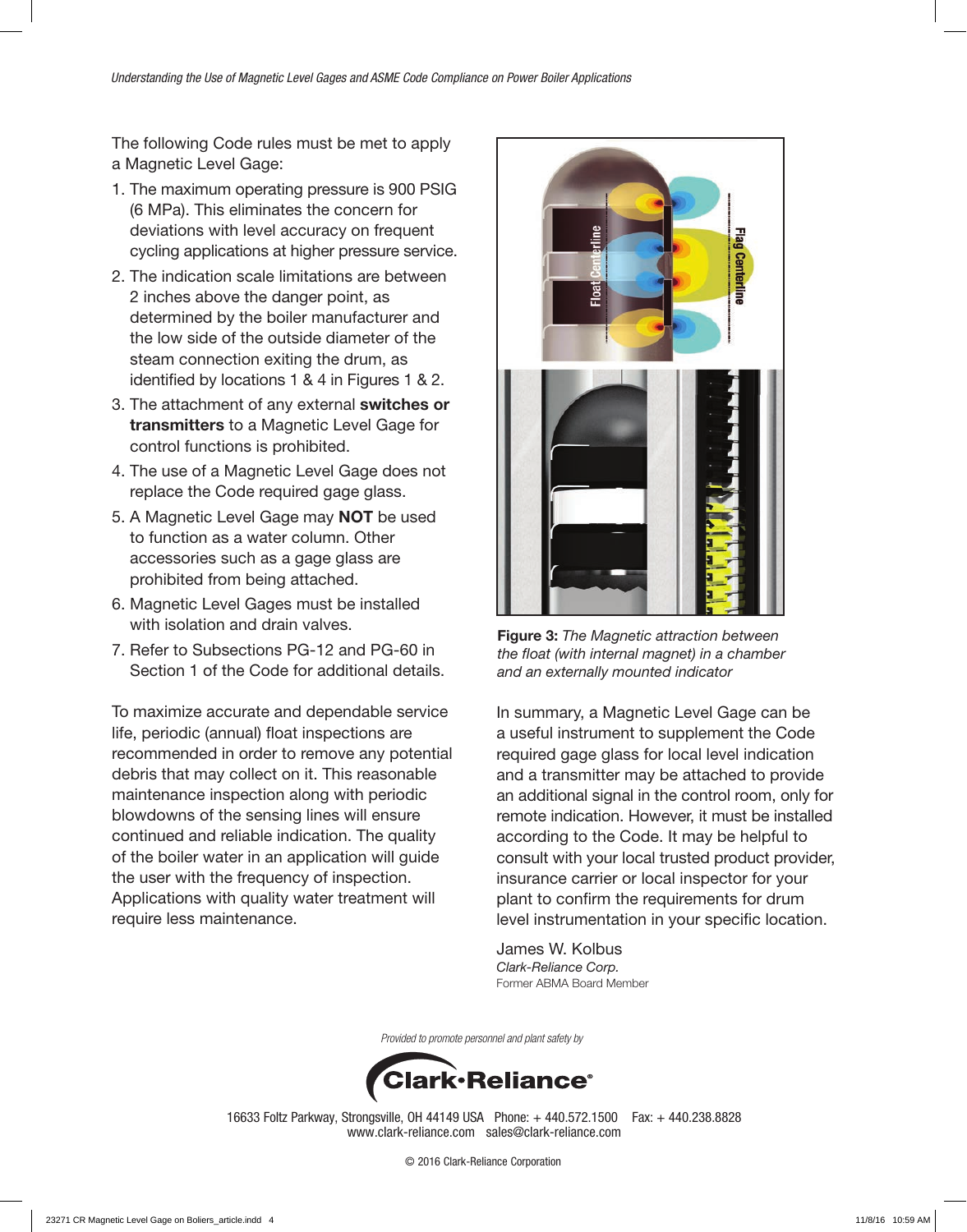The following Code rules must be met to apply a Magnetic Level Gage:

1. The maximum operating pressure is 900 PSIG (6 MPa). This eliminates the concern for deviations with level accuracy on frequent cycling applications at higher pressure service.
2. The indication scale limitations are between 2 inches above the danger point, as determined by the boiler manufacturer and the low side of the outside diameter of the steam connection exiting the drum, as identified by locations 1 & 4 in Figures 1 & 2.
3. The attachment of any external **switches or transmitters** to a Magnetic Level Gage for control functions is prohibited.
4. The use of a Magnetic Level Gage does not replace the Code required gage glass.
5. A Magnetic Level Gage may **NOT** be used to function as a water column. Other accessories such as a gage glass are prohibited from being attached.
6. Magnetic Level Gages must be installed with isolation and drain valves.
7. Refer to Subsections PG-12 and PG-60 in Section 1 of the Code for additional details.

To maximize accurate and dependable service life, periodic (annual) float inspections are recommended in order to remove any potential debris that may collect on it. This reasonable maintenance inspection along with periodic blowdowns of the sensing lines will ensure continued and reliable indication. The quality of the boiler water in an application will guide the user with the frequency of inspection. Applications with quality water treatment will require less maintenance.

Float Centerline

Flag Centerline

**Figure 3:** *The Magnetic attraction between the float (with internal magnet) in a chamber and an externally mounted indicator*

In summary, a Magnetic Level Gage can be a useful instrument to supplement the Code required gage glass for local level indication and a transmitter may be attached to provide an additional signal in the control room, only for remote indication. However, it must be installed according to the Code. It may be helpful to consult with your local trusted product provider, insurance carrier or local inspector for your plant to confirm the requirements for drum level instrumentation in your specific location.

James W. Kolbus
*Clark-Reliance Corp.*
Former ABMA Board Member

*Provided to promote personnel and plant safety by*

Clark·Reliance®

16633 Foltz Parkway, Strongsville, OH 44149 USA Phone: + 440.572.1500 Fax: + 440.238.8828
www.clark-reliance.com sales@clark-reliance.com

© 2016 Clark-Reliance Corporation